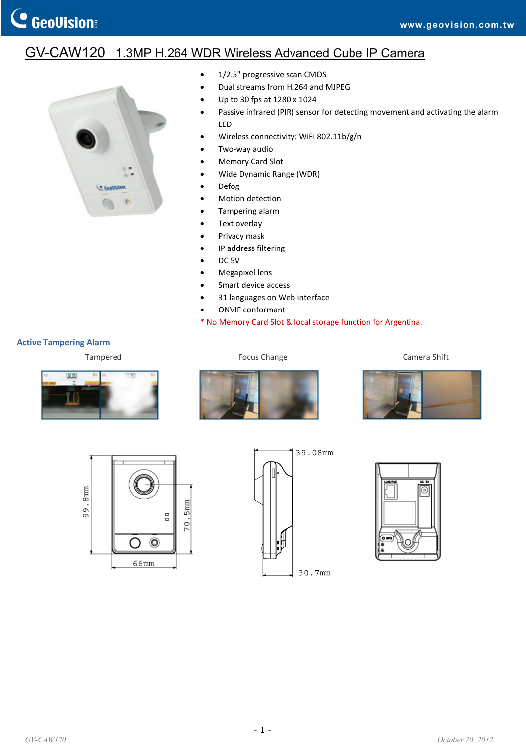# GV-CAW120 1.3MP H.264 WDR Wireless Advanced Cube IP Camera

- 1/2.5" progressive scan CMOS
- Dual streams from H.264 and MJPEG
- Up to 30 fps at 1280 x 1024
- Passive infrared (PIR) sensor for detecting movement and activating the alarm LED
- Wireless connectivity: WiFi 802.11b/g/n
- Two-way audio
- Memory Card Slot
- Wide Dynamic Range (WDR)
- Defog
- Motion detection
- Tampering alarm
- Text overlay
- Privacy mask
- IP address filtering
- DC 5V
- Megapixel lens
- Smart device access
- 31 languages on Web interface
- ONVIF conformant

\* No Memory Card Slot & local storage function for Argentina.

## Active Tampering Alarm

Tampered

Focus Change

Camera Shift

99.8mm

70.5mm

66mm

39.08mm

30.7mm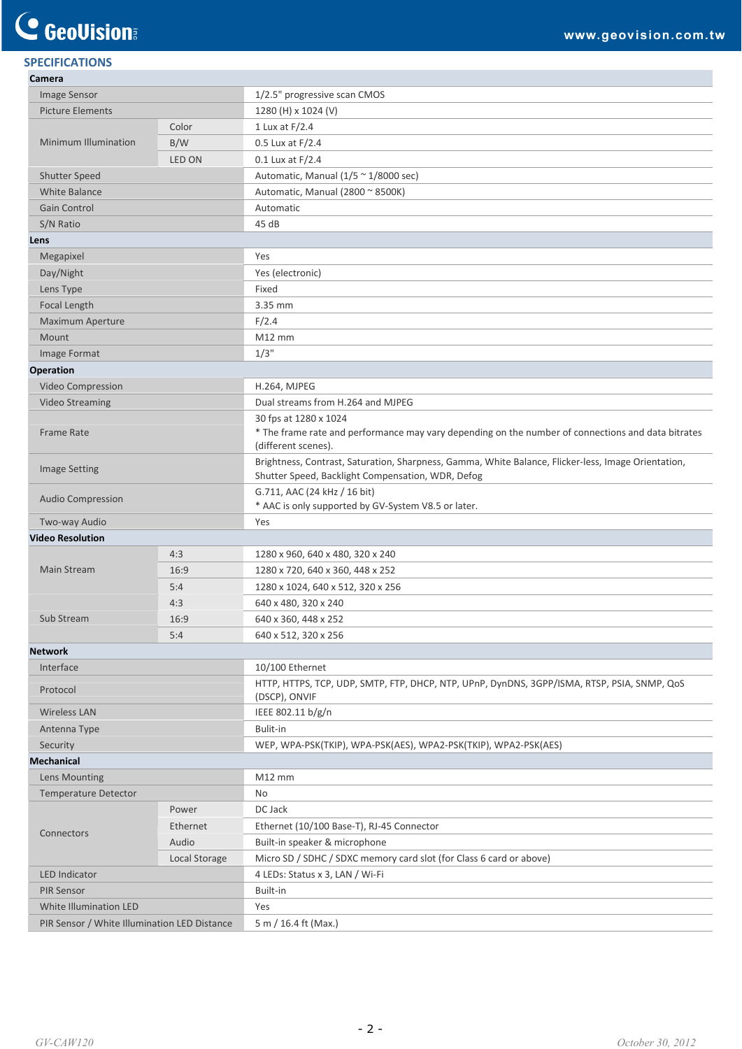## SPECIFICATIONS

| | | |
|---|---|---|
| **Camera** | | |
| Image Sensor | | 1/2.5" progressive scan CMOS |
| Picture Elements | | 1280 (H) x 1024 (V) |
| Minimum Illumination | Color | 1 Lux at F/2.4 |
| | B/W | 0.5 Lux at F/2.4 |
| | LED ON | 0.1 Lux at F/2.4 |
| Shutter Speed | | Automatic, Manual (1/5 ~ 1/8000 sec) |
| White Balance | | Automatic, Manual (2800 ~ 8500K) |
| Gain Control | | Automatic |
| S/N Ratio | | 45 dB |
| **Lens** | | |
| Megapixel | | Yes |
| Day/Night | | Yes (electronic) |
| Lens Type | | Fixed |
| Focal Length | | 3.35 mm |
| Maximum Aperture | | F/2.4 |
| Mount | | M12 mm |
| Image Format | | 1/3" |
| **Operation** | | |
| Video Compression | | H.264, MJPEG |
| Video Streaming | | Dual streams from H.264 and MJPEG |
| Frame Rate | | 30 fps at 1280 x 1024<br>* The frame rate and performance may vary depending on the number of connections and data bitrates (different scenes). |
| Image Setting | | Brightness, Contrast, Saturation, Sharpness, Gamma, White Balance, Flicker-less, Image Orientation, Shutter Speed, Backlight Compensation, WDR, Defog |
| Audio Compression | | G.711, AAC (24 kHz / 16 bit)<br>* AAC is only supported by GV-System V8.5 or later. |
| Two-way Audio | | Yes |
| **Video Resolution** | | |
| Main Stream | 4:3 | 1280 x 960, 640 x 480, 320 x 240 |
| | 16:9 | 1280 x 720, 640 x 360, 448 x 252 |
| | 5:4 | 1280 x 1024, 640 x 512, 320 x 256 |
| Sub Stream | 4:3 | 640 x 480, 320 x 240 |
| | 16:9 | 640 x 360, 448 x 252 |
| | 5:4 | 640 x 512, 320 x 256 |
| **Network** | | |
| Interface | | 10/100 Ethernet |
| Protocol | | HTTP, HTTPS, TCP, UDP, SMTP, FTP, DHCP, NTP, UPnP, DynDNS, 3GPP/ISMA, RTSP, PSIA, SNMP, QoS (DSCP), ONVIF |
| Wireless LAN | | IEEE 802.11 b/g/n |
| Antenna Type | | Bulit-in |
| Security | | WEP, WPA-PSK(TKIP), WPA-PSK(AES), WPA2-PSK(TKIP), WPA2-PSK(AES) |
| **Mechanical** | | |
| Lens Mounting | | M12 mm |
| Temperature Detector | | No |
| Connectors | Power | DC Jack |
| | Ethernet | Ethernet (10/100 Base-T), RJ-45 Connector |
| | Audio | Built-in speaker & microphone |
| | Local Storage | Micro SD / SDHC / SDXC memory card slot (for Class 6 card or above) |
| LED Indicator | | 4 LEDs: Status x 3, LAN / Wi-Fi |
| PIR Sensor | | Built-in |
| White Illumination LED | | Yes |
| PIR Sensor / White Illumination LED Distance | | 5 m / 16.4 ft (Max.) |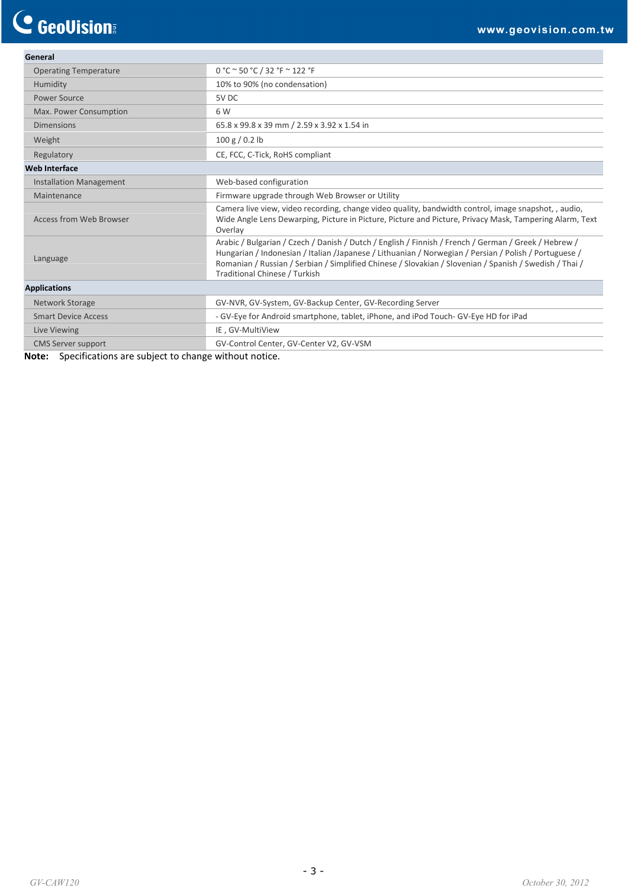| | |
|---|---|
| **General** | |
| Operating Temperature | 0 °C ~ 50 °C / 32 °F ~ 122 °F |
| Humidity | 10% to 90% (no condensation) |
| Power Source | 5V DC |
| Max. Power Consumption | 6 W |
| Dimensions | 65.8 x 99.8 x 39 mm / 2.59 x 3.92 x 1.54 in |
| Weight | 100 g / 0.2 lb |
| Regulatory | CE, FCC, C-Tick, RoHS compliant |
| **Web Interface** | |
| Installation Management | Web-based configuration |
| Maintenance | Firmware upgrade through Web Browser or Utility |
| Access from Web Browser | Camera live view, video recording, change video quality, bandwidth control, image snapshot, , audio, Wide Angle Lens Dewarping, Picture in Picture, Picture and Picture, Privacy Mask, Tampering Alarm, Text Overlay |
| Language | Arabic / Bulgarian / Czech / Danish / Dutch / English / Finnish / French / German / Greek / Hebrew / Hungarian / Indonesian / Italian /Japanese / Lithuanian / Norwegian / Persian / Polish / Portuguese / Romanian / Russian / Serbian / Simplified Chinese / Slovakian / Slovenian / Spanish / Swedish / Thai / Traditional Chinese / Turkish |
| **Applications** | |
| Network Storage | GV-NVR, GV-System, GV-Backup Center, GV-Recording Server |
| Smart Device Access | - GV-Eye for Android smartphone, tablet, iPhone, and iPod Touch- GV-Eye HD for iPad |
| Live Viewing | IE , GV-MultiView |
| CMS Server support | GV-Control Center, GV-Center V2, GV-VSM |

**Note:** Specifications are subject to change without notice.